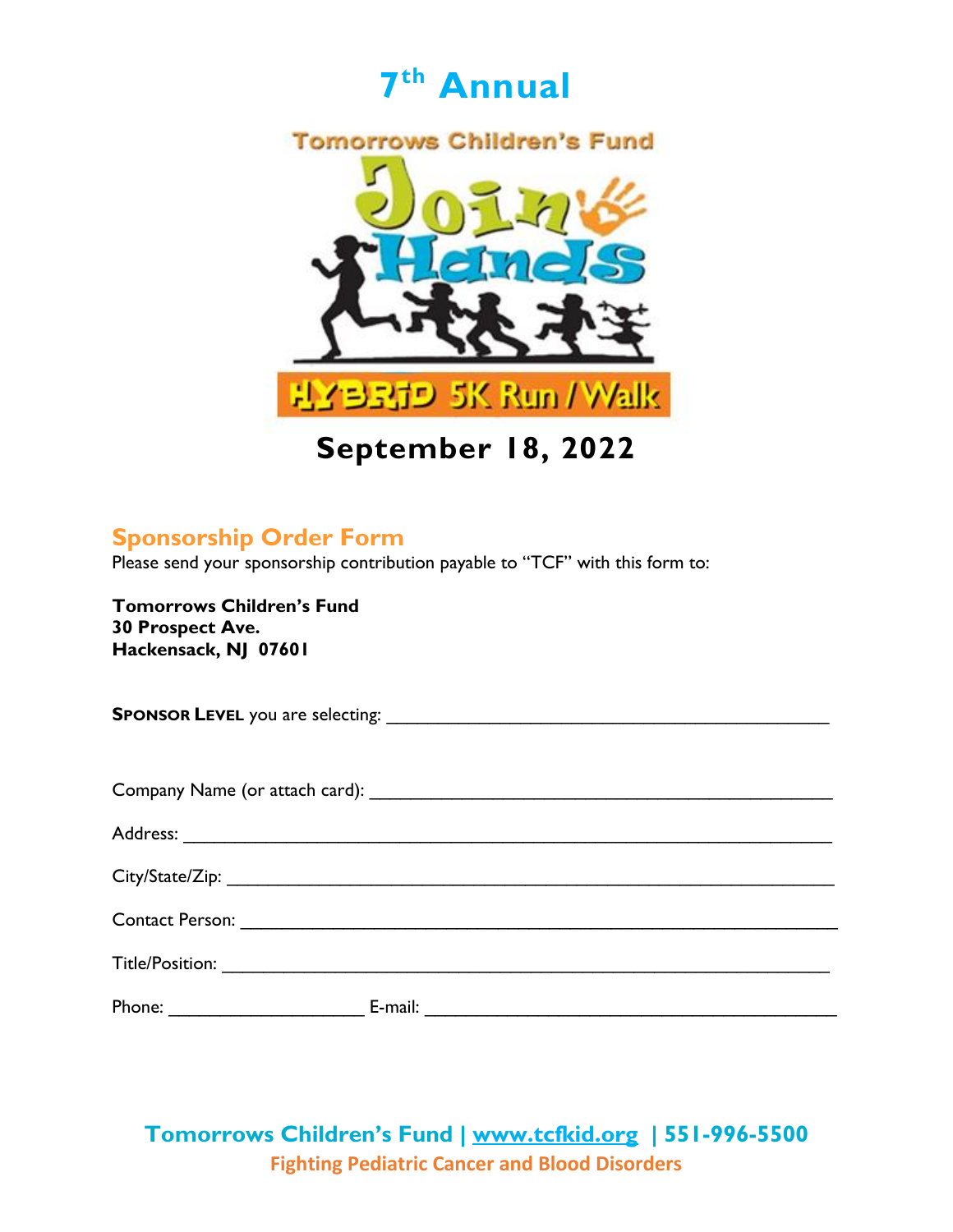# 7th Annual

Tomorrows Children's Fund

Join Hands

HYBRID 5K Run / Walk

## September 18, 2022

### Sponsorship Order Form

Please send your sponsorship contribution payable to "TCF" with this form to:

**Tomorrows Children's Fund**
**30 Prospect Ave.**
**Hackensack, NJ 07601**

**SPONSOR LEVEL** you are selecting: ______________________________________________

Company Name (or attach card): ________________________________________________

Address: _____________________________________________________________________

City/State/Zip: _________________________________________________________________

Contact Person: ________________________________________________________________

Title/Position: __________________________________________________________________

Phone: ____________________ E-mail: ___________________________________________

**Tomorrows Children's Fund | www.tcfkid.org | 551-996-5500**

**Fighting Pediatric Cancer and Blood Disorders**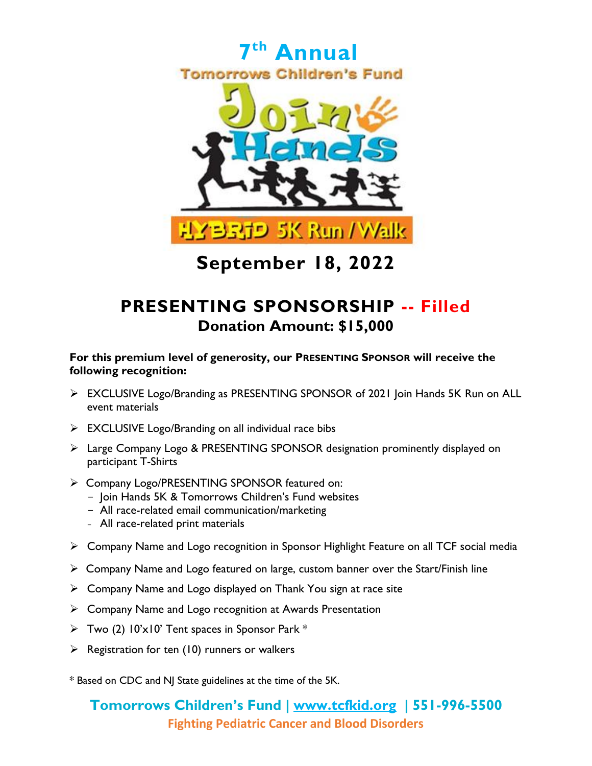# 7th Annual

Tomorrows Children's Fund

Join Hands

HYBRID 5K Run / Walk

## September 18, 2022

## PRESENTING SPONSORSHIP -- Filled

### Donation Amount: $15,000

**For this premium level of generosity, our PRESENTING SPONSOR will receive the following recognition:**

- EXCLUSIVE Logo/Branding as PRESENTING SPONSOR of 2021 Join Hands 5K Run on ALL event materials
- EXCLUSIVE Logo/Branding on all individual race bibs
- Large Company Logo & PRESENTING SPONSOR designation prominently displayed on participant T-Shirts
- Company Logo/PRESENTING SPONSOR featured on:
  - Join Hands 5K & Tomorrows Children's Fund websites
  - All race-related email communication/marketing
  - All race-related print materials
- Company Name and Logo recognition in Sponsor Highlight Feature on all TCF social media
- Company Name and Logo featured on large, custom banner over the Start/Finish line
- Company Name and Logo displayed on Thank You sign at race site
- Company Name and Logo recognition at Awards Presentation
- Two (2) 10'x10' Tent spaces in Sponsor Park *
- Registration for ten (10) runners or walkers

* Based on CDC and NJ State guidelines at the time of the 5K.

**Tomorrows Children's Fund | www.tcfkid.org | 551-996-5500**

**Fighting Pediatric Cancer and Blood Disorders**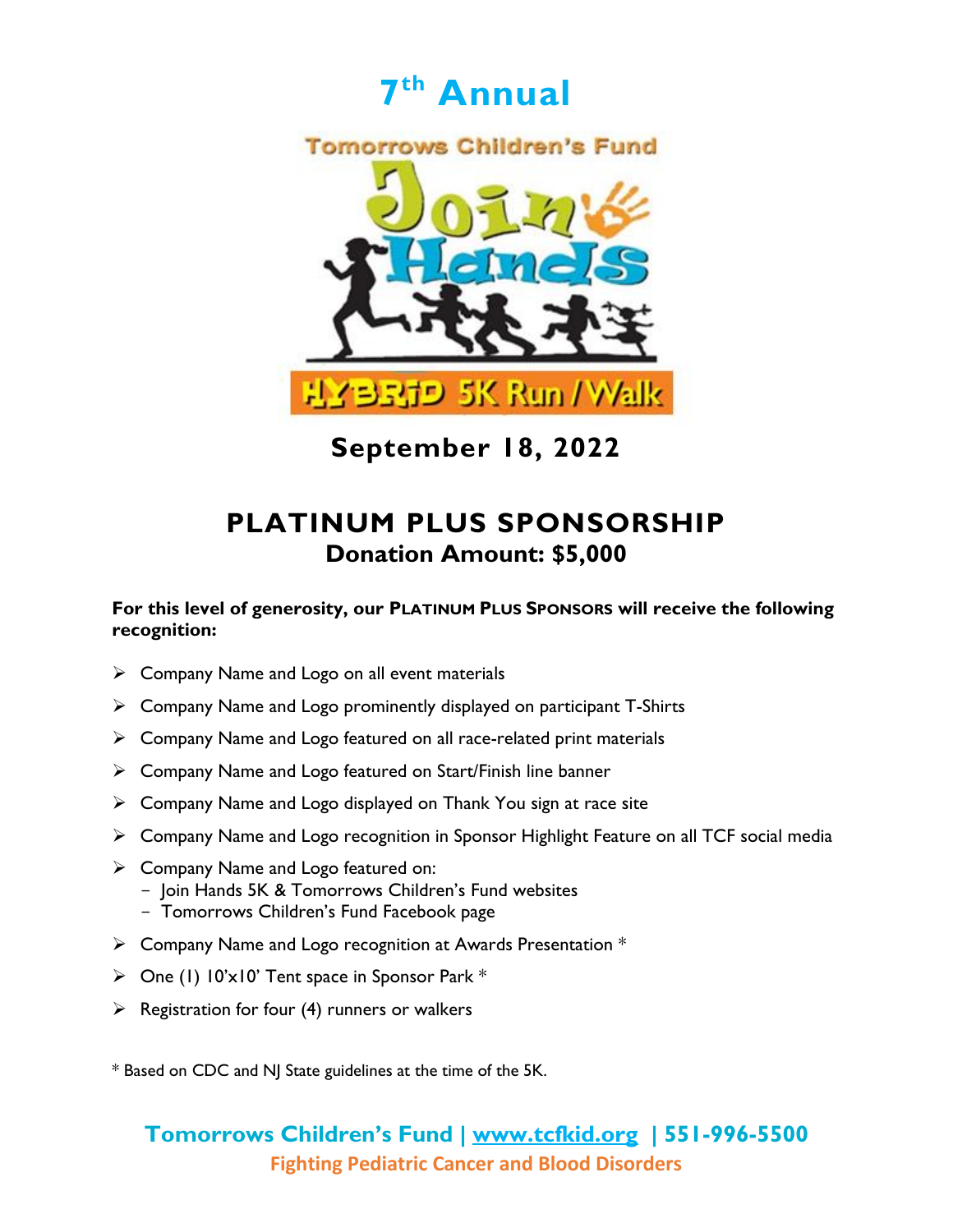# 7th Annual

Tomorrows Children's Fund

Join Hands

HYBRID 5K Run / Walk

**September 18, 2022**

## PLATINUM PLUS SPONSORSHIP

### Donation Amount: $5,000

**For this level of generosity, our PLATINUM PLUS SPONSORS will receive the following recognition:**

- Company Name and Logo on all event materials
- Company Name and Logo prominently displayed on participant T-Shirts
- Company Name and Logo featured on all race-related print materials
- Company Name and Logo featured on Start/Finish line banner
- Company Name and Logo displayed on Thank You sign at race site
- Company Name and Logo recognition in Sponsor Highlight Feature on all TCF social media
- Company Name and Logo featured on:
  - Join Hands 5K & Tomorrows Children's Fund websites
  - Tomorrows Children's Fund Facebook page
- Company Name and Logo recognition at Awards Presentation *
- One (1) 10'x10' Tent space in Sponsor Park *
- Registration for four (4) runners or walkers

\* Based on CDC and NJ State guidelines at the time of the 5K.

**Tomorrows Children's Fund | [www.tcfkid.org](http://www.tcfkid.org) | 551-996-5500**

**Fighting Pediatric Cancer and Blood Disorders**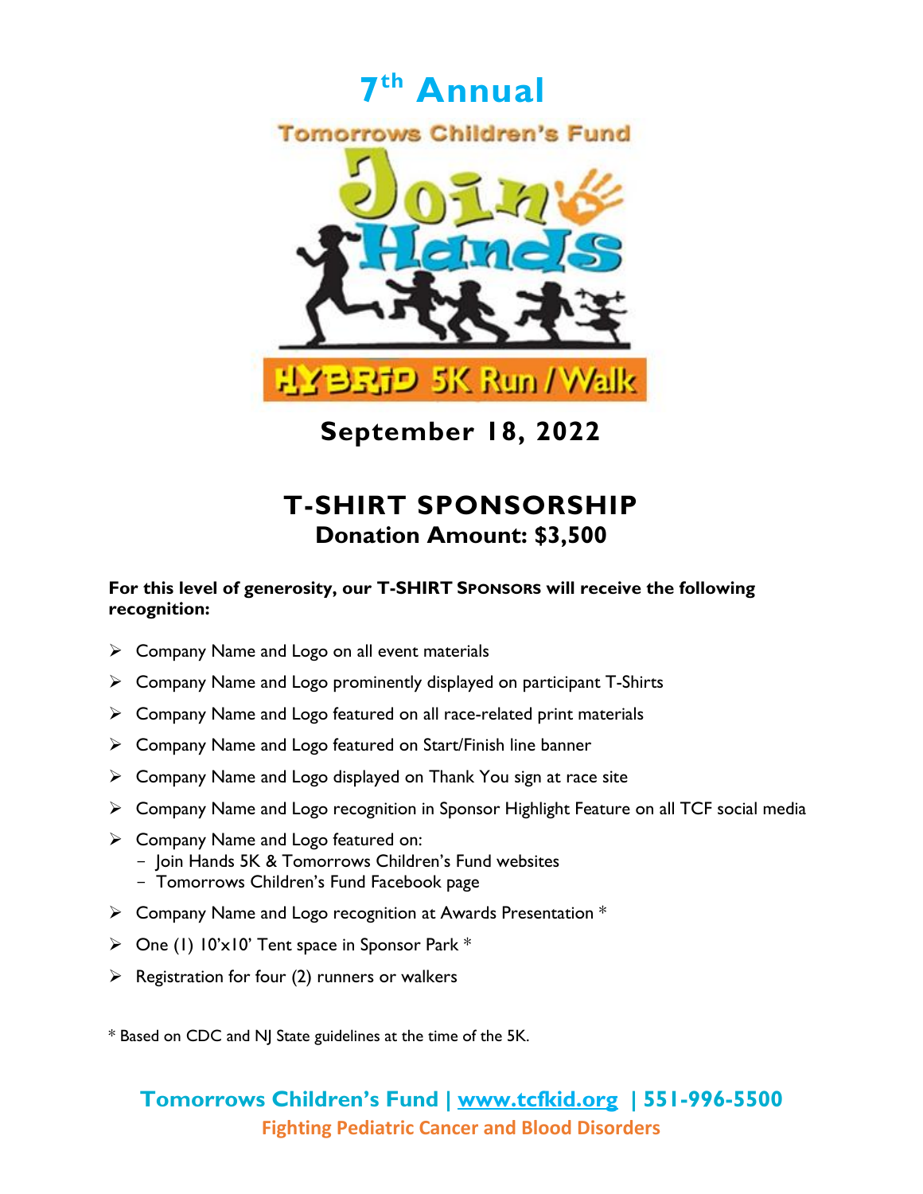# 7th Annual

Tomorrows Children's Fund

Join Hands

HYBRID 5K Run / Walk

**September 18, 2022**

## T-SHIRT SPONSORSHIP

### Donation Amount: $3,500

**For this level of generosity, our T-SHIRT SPONSORS will receive the following recognition:**

- Company Name and Logo on all event materials
- Company Name and Logo prominently displayed on participant T-Shirts
- Company Name and Logo featured on all race-related print materials
- Company Name and Logo featured on Start/Finish line banner
- Company Name and Logo displayed on Thank You sign at race site
- Company Name and Logo recognition in Sponsor Highlight Feature on all TCF social media
- Company Name and Logo featured on:
  - Join Hands 5K & Tomorrows Children's Fund websites
  - Tomorrows Children's Fund Facebook page
- Company Name and Logo recognition at Awards Presentation *
- One (1) 10'x10' Tent space in Sponsor Park *
- Registration for four (2) runners or walkers

* Based on CDC and NJ State guidelines at the time of the 5K.

**Tomorrows Children's Fund | www.tcfkid.org | 551-996-5500**

**Fighting Pediatric Cancer and Blood Disorders**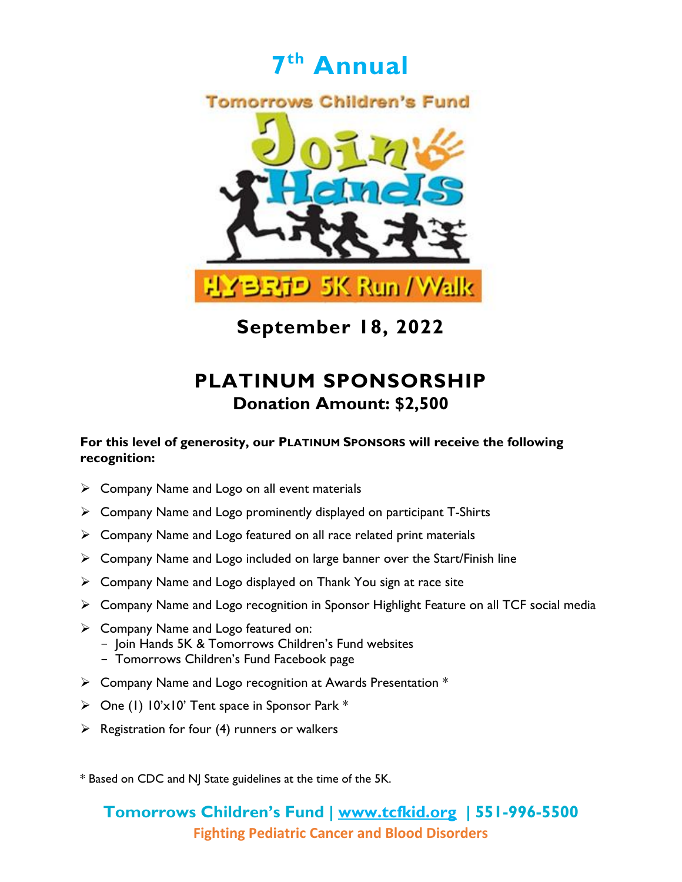# 7th Annual

Tomorrows Children's Fund

Join Hands

HYBRID 5K Run / Walk

**September 18, 2022**

## PLATINUM SPONSORSHIP

### Donation Amount: $2,500

**For this level of generosity, our PLATINUM SPONSORS will receive the following recognition:**

- Company Name and Logo on all event materials
- Company Name and Logo prominently displayed on participant T-Shirts
- Company Name and Logo featured on all race related print materials
- Company Name and Logo included on large banner over the Start/Finish line
- Company Name and Logo displayed on Thank You sign at race site
- Company Name and Logo recognition in Sponsor Highlight Feature on all TCF social media
- Company Name and Logo featured on:
  - Join Hands 5K & Tomorrows Children's Fund websites
  - Tomorrows Children's Fund Facebook page
- Company Name and Logo recognition at Awards Presentation *
- One (1) 10'x10' Tent space in Sponsor Park *
- Registration for four (4) runners or walkers

* Based on CDC and NJ State guidelines at the time of the 5K.

**Tomorrows Children's Fund | www.tcfkid.org | 551-996-5500**

**Fighting Pediatric Cancer and Blood Disorders**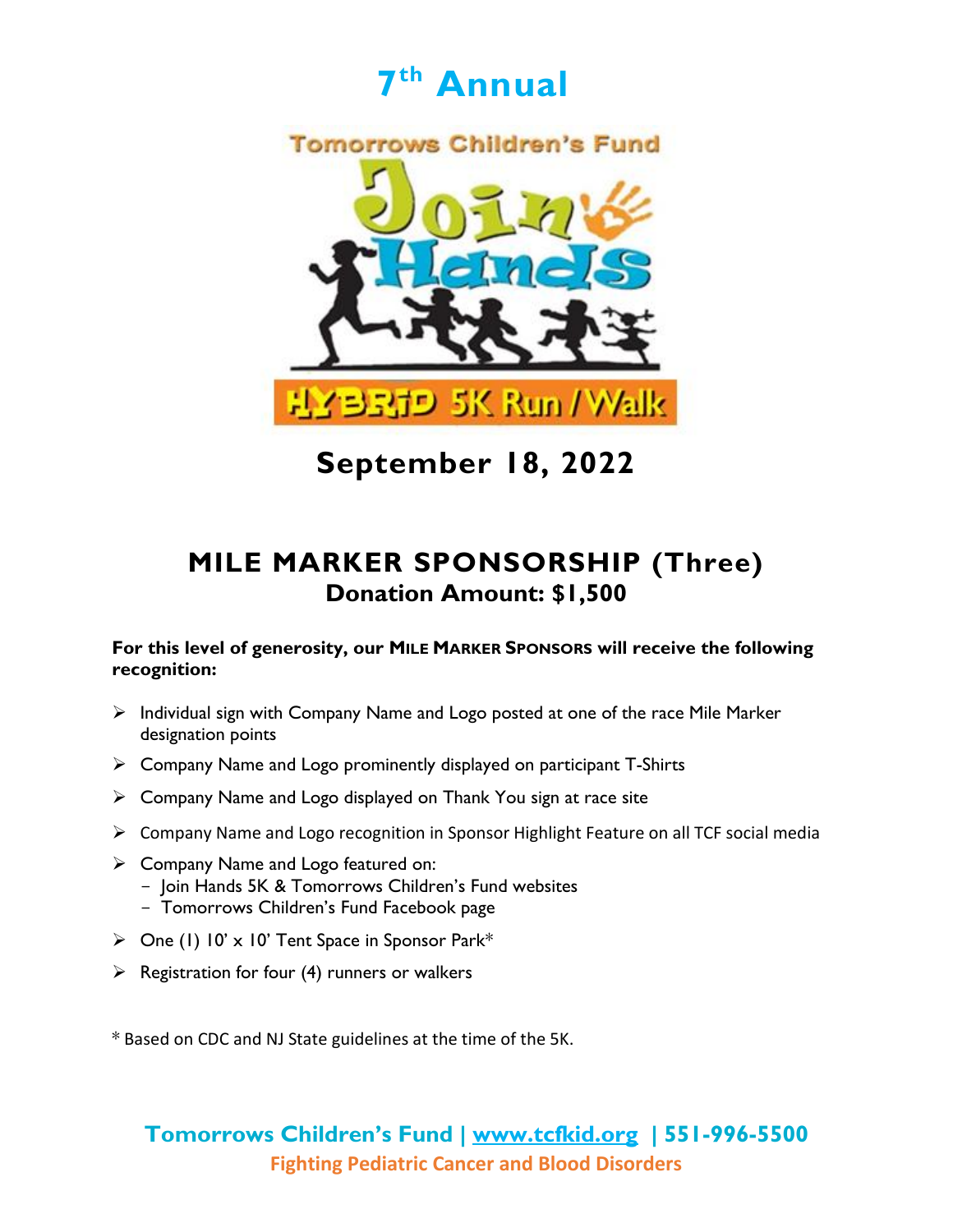# 7th Annual

Tomorrows Children's Fund

Join Hands

HYBRID 5K Run / Walk

## September 18, 2022

## MILE MARKER SPONSORSHIP (Three)

### Donation Amount: $1,500

**For this level of generosity, our MILE MARKER SPONSORS will receive the following recognition:**

- Individual sign with Company Name and Logo posted at one of the race Mile Marker designation points
- Company Name and Logo prominently displayed on participant T-Shirts
- Company Name and Logo displayed on Thank You sign at race site
- Company Name and Logo recognition in Sponsor Highlight Feature on all TCF social media
- Company Name and Logo featured on:
  - Join Hands 5K & Tomorrows Children's Fund websites
  - Tomorrows Children's Fund Facebook page
- One (1) 10' x 10' Tent Space in Sponsor Park*
- Registration for four (4) runners or walkers

* Based on CDC and NJ State guidelines at the time of the 5K.

**Tomorrows Children's Fund | [www.tcfkid.org](http://www.tcfkid.org) | 551-996-5500**

**Fighting Pediatric Cancer and Blood Disorders**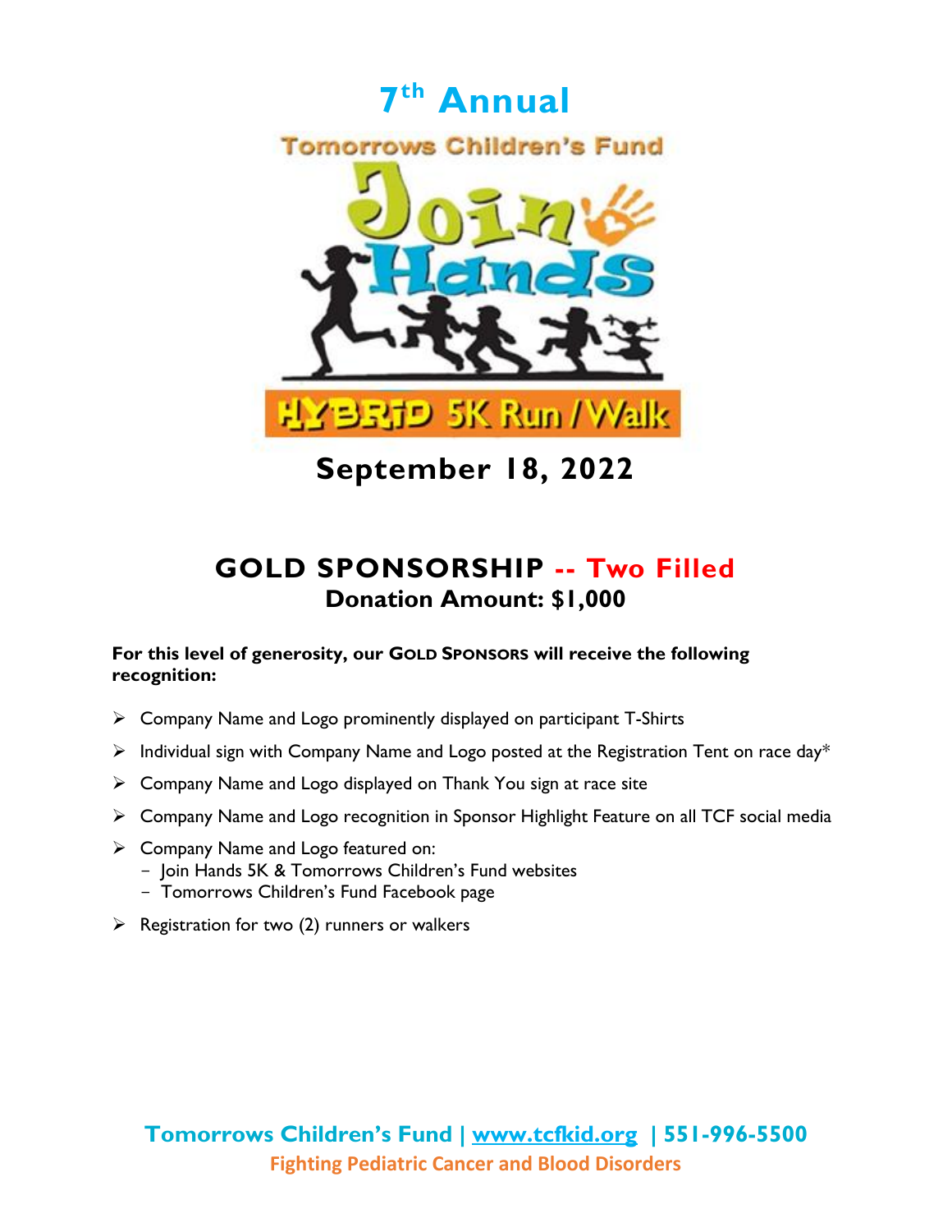# 7th Annual

Tomorrows Children's Fund

Join Hands

HYBRID 5K Run / Walk

## September 18, 2022

## GOLD SPONSORSHIP -- Two Filled

### Donation Amount: $1,000

**For this level of generosity, our GOLD SPONSORS will receive the following recognition:**

- Company Name and Logo prominently displayed on participant T-Shirts
- Individual sign with Company Name and Logo posted at the Registration Tent on race day*
- Company Name and Logo displayed on Thank You sign at race site
- Company Name and Logo recognition in Sponsor Highlight Feature on all TCF social media
- Company Name and Logo featured on:
  - Join Hands 5K & Tomorrows Children's Fund websites
  - Tomorrows Children's Fund Facebook page
- Registration for two (2) runners or walkers

**Tomorrows Children's Fund | www.tcfkid.org | 551-996-5500**

**Fighting Pediatric Cancer and Blood Disorders**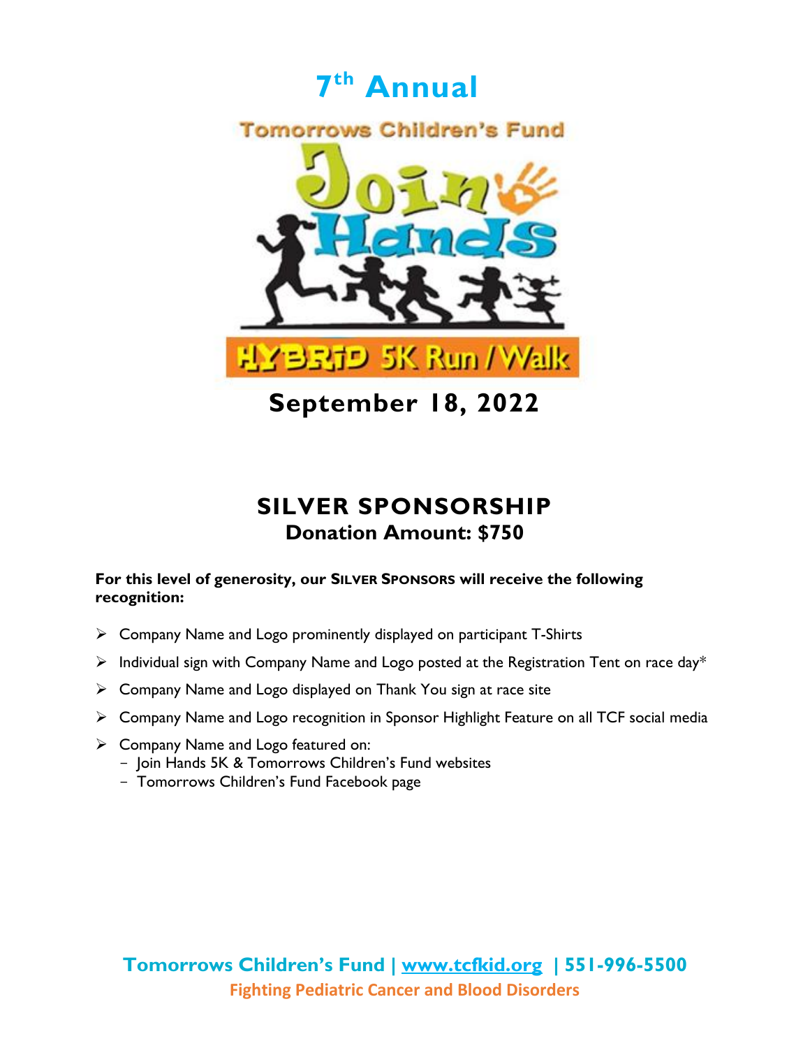# 7th Annual

Tomorrows Children's Fund

Join Hands

HYBRID 5K Run / Walk

**September 18, 2022**

## SILVER SPONSORSHIP

**Donation Amount: $750**

**For this level of generosity, our SILVER SPONSORS will receive the following recognition:**

- Company Name and Logo prominently displayed on participant T-Shirts
- Individual sign with Company Name and Logo posted at the Registration Tent on race day*
- Company Name and Logo displayed on Thank You sign at race site
- Company Name and Logo recognition in Sponsor Highlight Feature on all TCF social media
- Company Name and Logo featured on:
  - Join Hands 5K & Tomorrows Children's Fund websites
  - Tomorrows Children's Fund Facebook page

**Tomorrows Children's Fund | www.tcfkid.org | 551-996-5500**

**Fighting Pediatric Cancer and Blood Disorders**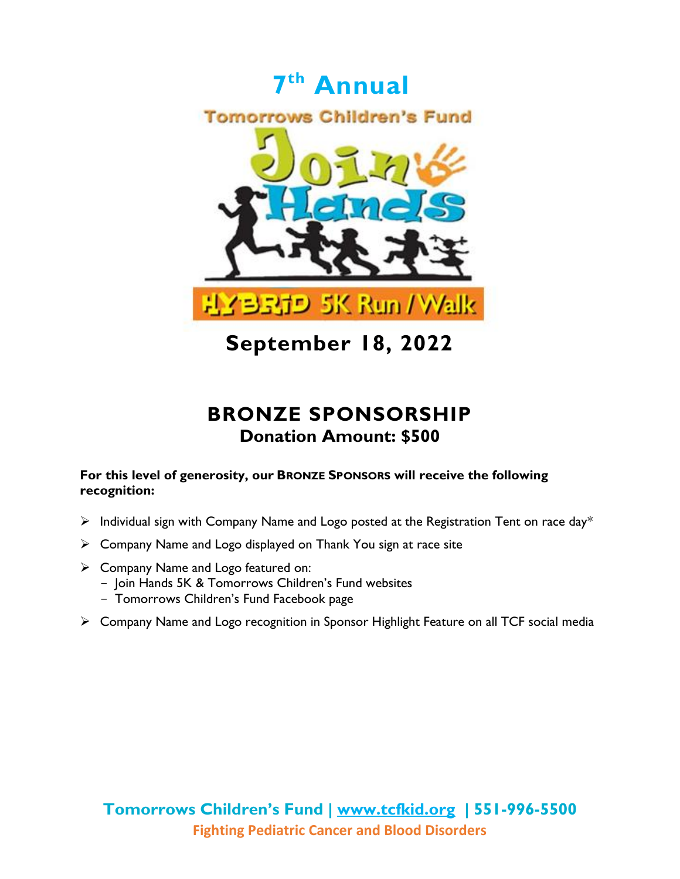# 7th Annual

Tomorrows Children's Fund

Join Hands

HYBRID 5K Run / Walk

## September 18, 2022

## BRONZE SPONSORSHIP

### Donation Amount: $500

**For this level of generosity, our BRONZE SPONSORS will receive the following recognition:**

- Individual sign with Company Name and Logo posted at the Registration Tent on race day*
- Company Name and Logo displayed on Thank You sign at race site
- Company Name and Logo featured on:
  - Join Hands 5K & Tomorrows Children's Fund websites
  - Tomorrows Children's Fund Facebook page
- Company Name and Logo recognition in Sponsor Highlight Feature on all TCF social media

**Tomorrows Children's Fund | www.tcfkid.org | 551-996-5500**

**Fighting Pediatric Cancer and Blood Disorders**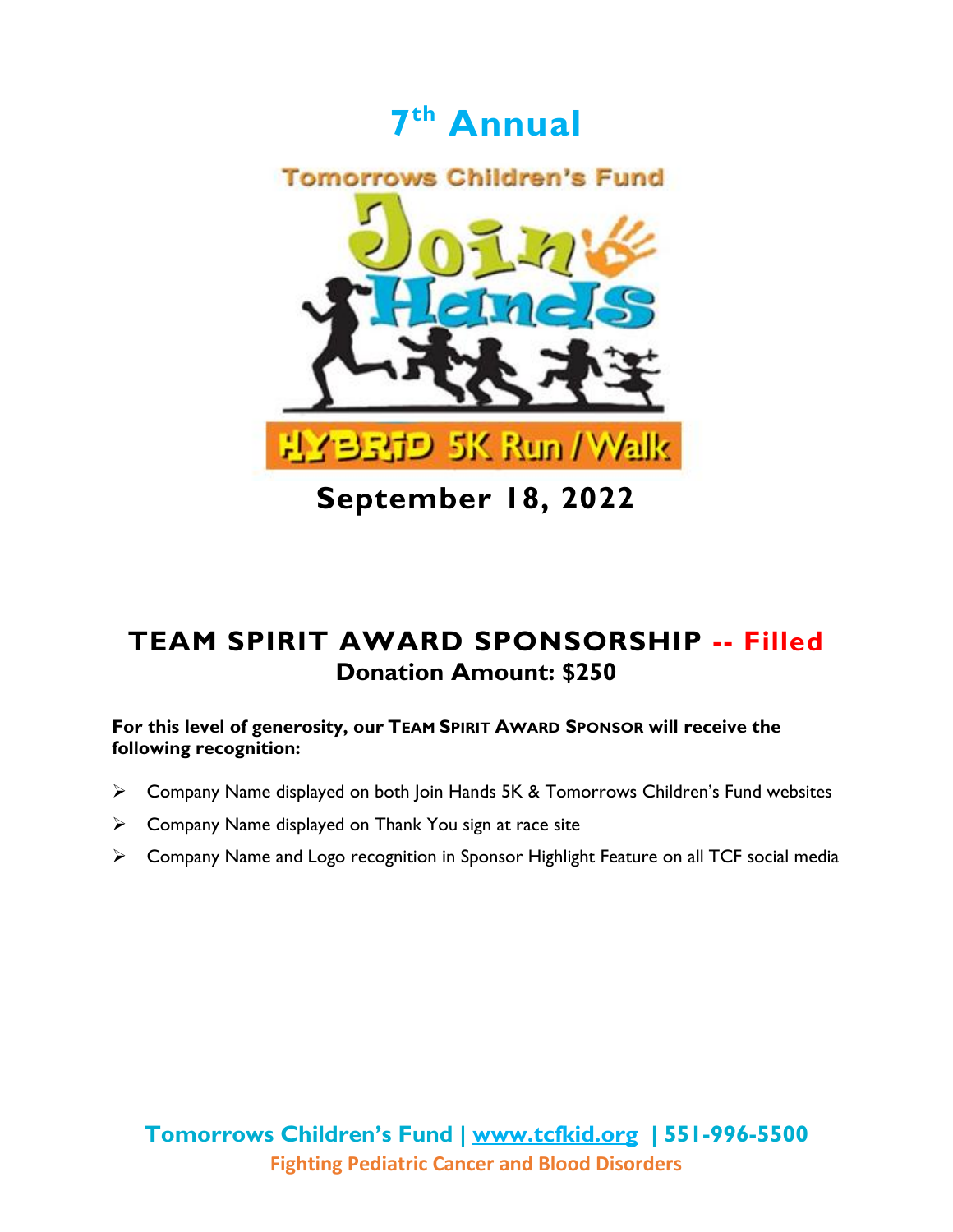# 7th Annual

Tomorrows Children's Fund

Join Hands

HYBRID 5K Run / Walk

**September 18, 2022**

## TEAM SPIRIT AWARD SPONSORSHIP -- Filled

**Donation Amount: $250**

**For this level of generosity, our TEAM SPIRIT AWARD SPONSOR will receive the following recognition:**

- Company Name displayed on both Join Hands 5K & Tomorrows Children's Fund websites
- Company Name displayed on Thank You sign at race site
- Company Name and Logo recognition in Sponsor Highlight Feature on all TCF social media

**Tomorrows Children's Fund | www.tcfkid.org | 551-996-5500**

**Fighting Pediatric Cancer and Blood Disorders**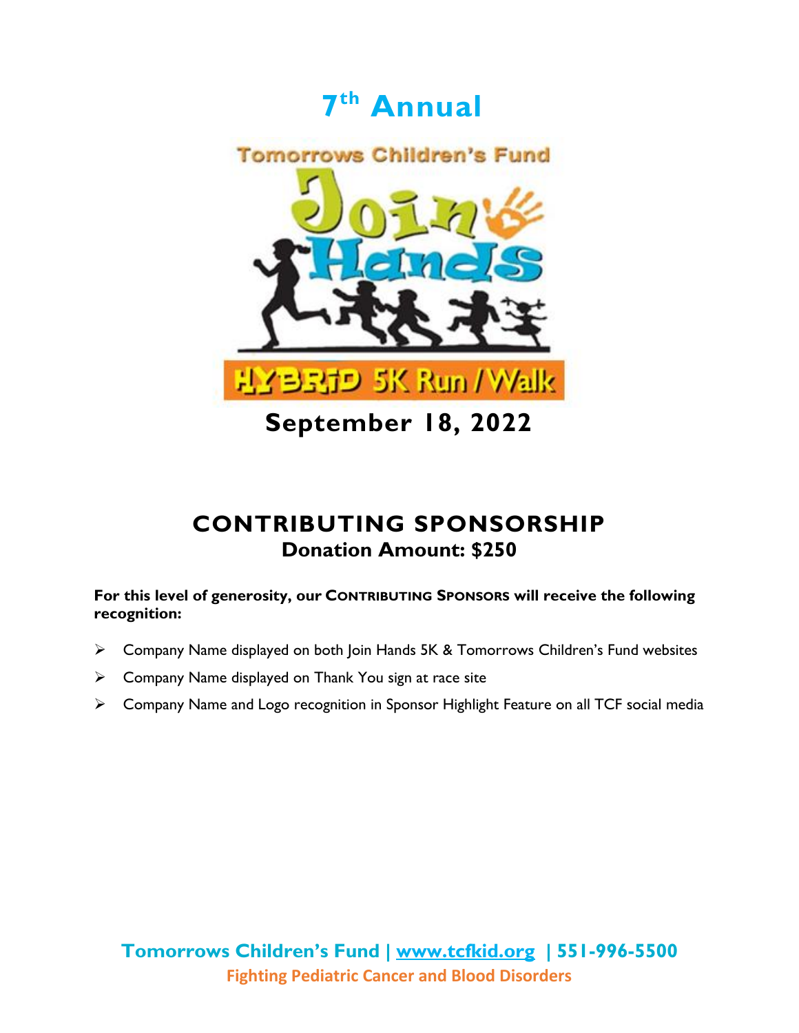# 7th Annual

Tomorrows Children's Fund

Join Hands

HYBRID 5K Run / Walk

**September 18, 2022**

## CONTRIBUTING SPONSORSHIP

### Donation Amount: $250

**For this level of generosity, our CONTRIBUTING SPONSORS will receive the following recognition:**

- Company Name displayed on both Join Hands 5K & Tomorrows Children's Fund websites
- Company Name displayed on Thank You sign at race site
- Company Name and Logo recognition in Sponsor Highlight Feature on all TCF social media

**Tomorrows Children's Fund | www.tcfkid.org | 551-996-5500**

**Fighting Pediatric Cancer and Blood Disorders**